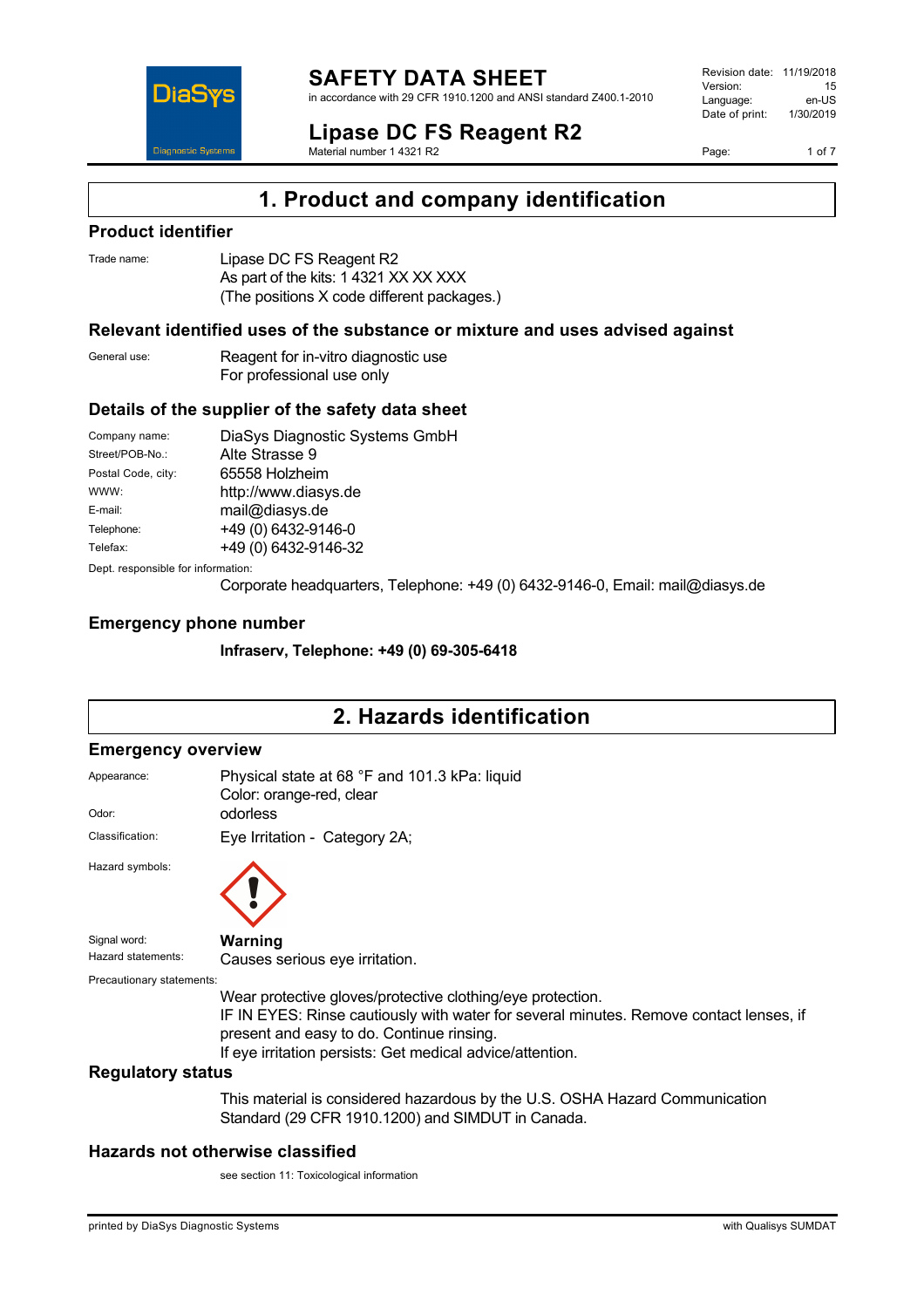# SAFETY DATA SHEET

in accordance with 29 CFR 1910.1200 and ANSI standard Z400.1-2010

Revision date: 11/19/2018
Version: 15
Language: en-US
Date of print: 1/30/2019

# Lipase DC FS Reagent R2

Material number 1 4321 R2

## 1. Product and company identification

### Product identifier

Trade name: Lipase DC FS Reagent R2
As part of the kits: 1 4321 XX XX XXX
(The positions X code different packages.)

### Relevant identified uses of the substance or mixture and uses advised against

General use: Reagent for in-vitro diagnostic use
For professional use only

### Details of the supplier of the safety data sheet

Company name: DiaSys Diagnostic Systems GmbH
Street/POB-No.: Alte Strasse 9
Postal Code, city: 65558 Holzheim
WWW: http://www.diasys.de
E-mail: mail@diasys.de
Telephone: +49 (0) 6432-9146-0
Telefax: +49 (0) 6432-9146-32

Dept. responsible for information:
Corporate headquarters, Telephone: +49 (0) 6432-9146-0, Email: mail@diasys.de

### Emergency phone number

**Infraserv, Telephone: +49 (0) 69-305-6418**

## 2. Hazards identification

### Emergency overview

Appearance: Physical state at 68 °F and 101.3 kPa: liquid
Color: orange-red, clear

Odor: odorless

Classification: Eye Irritation - Category 2A;

Hazard symbols:

Signal word: **Warning**

Hazard statements: Causes serious eye irritation.

Precautionary statements:
Wear protective gloves/protective clothing/eye protection.
IF IN EYES: Rinse cautiously with water for several minutes. Remove contact lenses, if present and easy to do. Continue rinsing.
If eye irritation persists: Get medical advice/attention.

### Regulatory status

This material is considered hazardous by the U.S. OSHA Hazard Communication Standard (29 CFR 1910.1200) and SIMDUT in Canada.

### Hazards not otherwise classified

see section 11: Toxicological information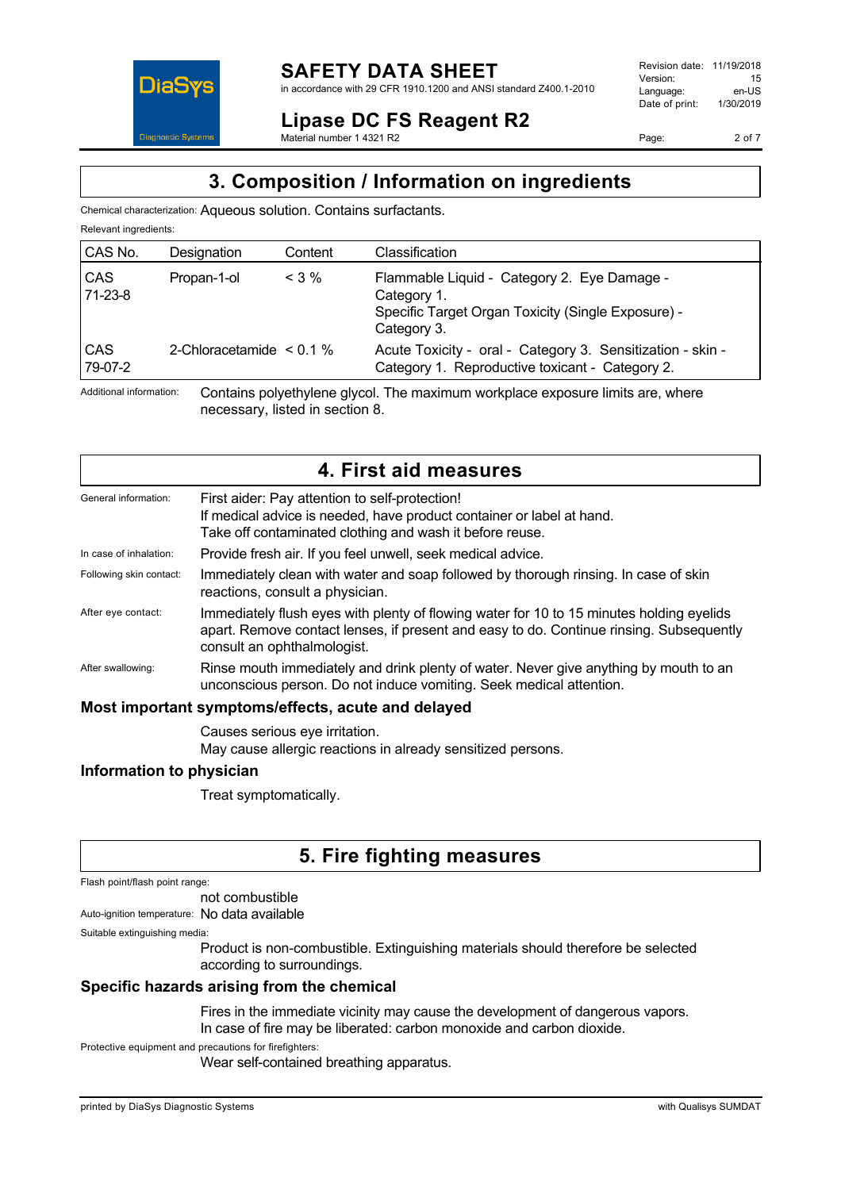## 3. Composition / Information on ingredients

Chemical characterization: Aqueous solution. Contains surfactants.

Relevant ingredients:

| CAS No. | Designation | Content | Classification |
|---|---|---|---|
| CAS 71-23-8 | Propan-1-ol | < 3 % | Flammable Liquid - Category 2. Eye Damage - Category 1. Specific Target Organ Toxicity (Single Exposure) - Category 3. |
| CAS 79-07-2 | 2-Chloracetamide | < 0.1 % | Acute Toxicity - oral - Category 3. Sensitization - skin - Category 1. Reproductive toxicant - Category 2. |

Additional information: Contains polyethylene glycol. The maximum workplace exposure limits are, where necessary, listed in section 8.

## 4. First aid measures

General information: First aider: Pay attention to self-protection!
If medical advice is needed, have product container or label at hand.
Take off contaminated clothing and wash it before reuse.

In case of inhalation: Provide fresh air. If you feel unwell, seek medical advice.

Following skin contact: Immediately clean with water and soap followed by thorough rinsing. In case of skin reactions, consult a physician.

After eye contact: Immediately flush eyes with plenty of flowing water for 10 to 15 minutes holding eyelids apart. Remove contact lenses, if present and easy to do. Continue rinsing. Subsequently consult an ophthalmologist.

After swallowing: Rinse mouth immediately and drink plenty of water. Never give anything by mouth to an unconscious person. Do not induce vomiting. Seek medical attention.

### Most important symptoms/effects, acute and delayed

Causes serious eye irritation.
May cause allergic reactions in already sensitized persons.

### Information to physician

Treat symptomatically.

## 5. Fire fighting measures

Flash point/flash point range:
not combustible

Auto-ignition temperature: No data available

Suitable extinguishing media:
Product is non-combustible. Extinguishing materials should therefore be selected according to surroundings.

### Specific hazards arising from the chemical

Fires in the immediate vicinity may cause the development of dangerous vapors.
In case of fire may be liberated: carbon monoxide and carbon dioxide.

Protective equipment and precautions for firefighters:
Wear self-contained breathing apparatus.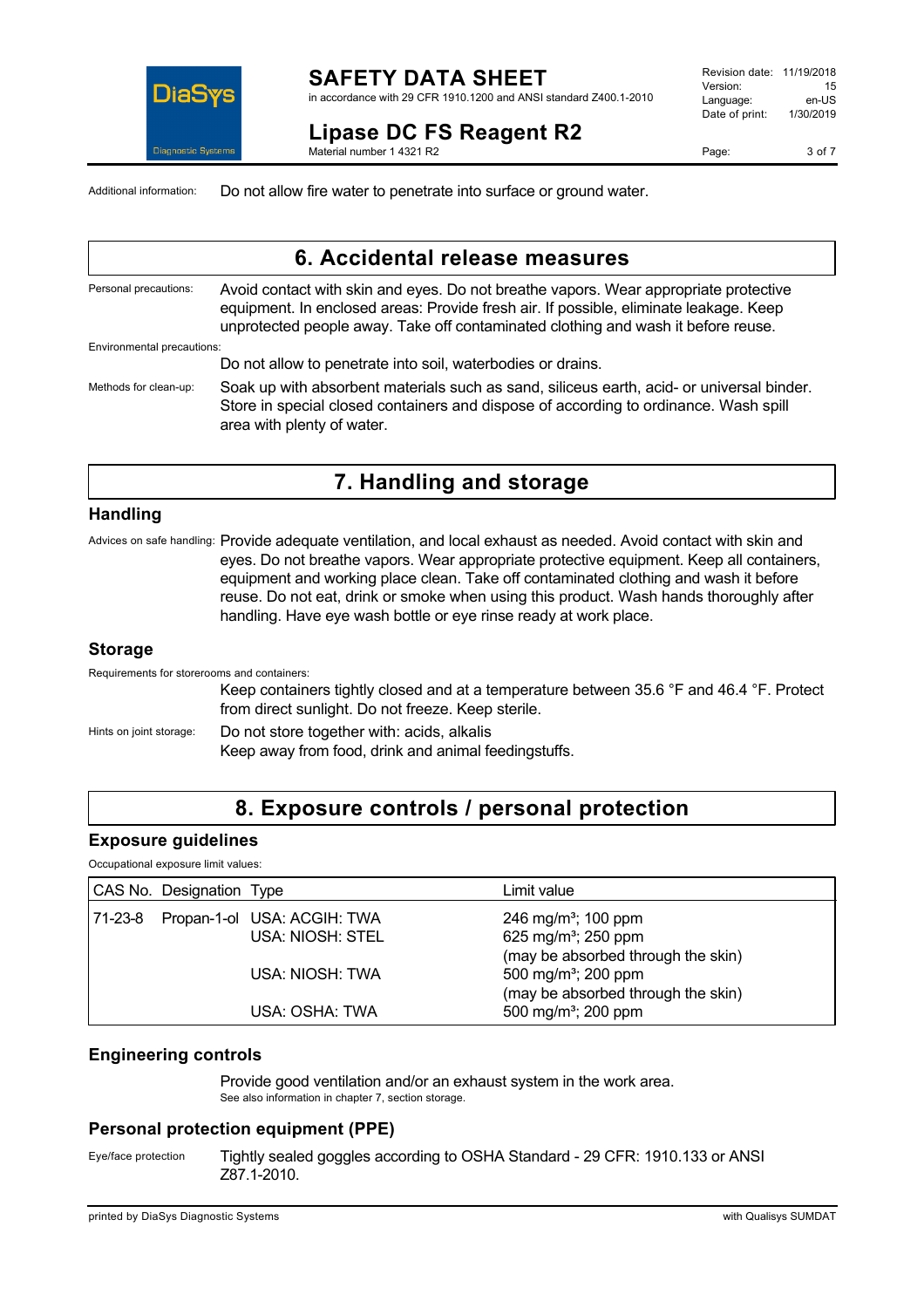Additional information: Do not allow fire water to penetrate into surface or ground water.

## 6. Accidental release measures

Personal precautions: Avoid contact with skin and eyes. Do not breathe vapors. Wear appropriate protective equipment. In enclosed areas: Provide fresh air. If possible, eliminate leakage. Keep unprotected people away. Take off contaminated clothing and wash it before reuse.

Environmental precautions:

Do not allow to penetrate into soil, waterbodies or drains.

Methods for clean-up: Soak up with absorbent materials such as sand, siliceus earth, acid- or universal binder. Store in special closed containers and dispose of according to ordinance. Wash spill area with plenty of water.

## 7. Handling and storage

### Handling

Advices on safe handling: Provide adequate ventilation, and local exhaust as needed. Avoid contact with skin and eyes. Do not breathe vapors. Wear appropriate protective equipment. Keep all containers, equipment and working place clean. Take off contaminated clothing and wash it before reuse. Do not eat, drink or smoke when using this product. Wash hands thoroughly after handling. Have eye wash bottle or eye rinse ready at work place.

### Storage

Requirements for storerooms and containers:

Keep containers tightly closed and at a temperature between 35.6 °F and 46.4 °F. Protect from direct sunlight. Do not freeze. Keep sterile.

Hints on joint storage: Do not store together with: acids, alkalis
Keep away from food, drink and animal feedingstuffs.

## 8. Exposure controls / personal protection

### Exposure guidelines

Occupational exposure limit values:

| CAS No. | Designation | Type | Limit value |
|---|---|---|---|
| 71-23-8 | Propan-1-ol | USA: ACGIH: TWA | 246 mg/m³; 100 ppm |
| | | USA: NIOSH: STEL | 625 mg/m³; 250 ppm (may be absorbed through the skin) |
| | | USA: NIOSH: TWA | 500 mg/m³; 200 ppm (may be absorbed through the skin) |
| | | USA: OSHA: TWA | 500 mg/m³; 200 ppm |

### Engineering controls

Provide good ventilation and/or an exhaust system in the work area.
See also information in chapter 7, section storage.

### Personal protection equipment (PPE)

Eye/face protection: Tightly sealed goggles according to OSHA Standard - 29 CFR: 1910.133 or ANSI Z87.1-2010.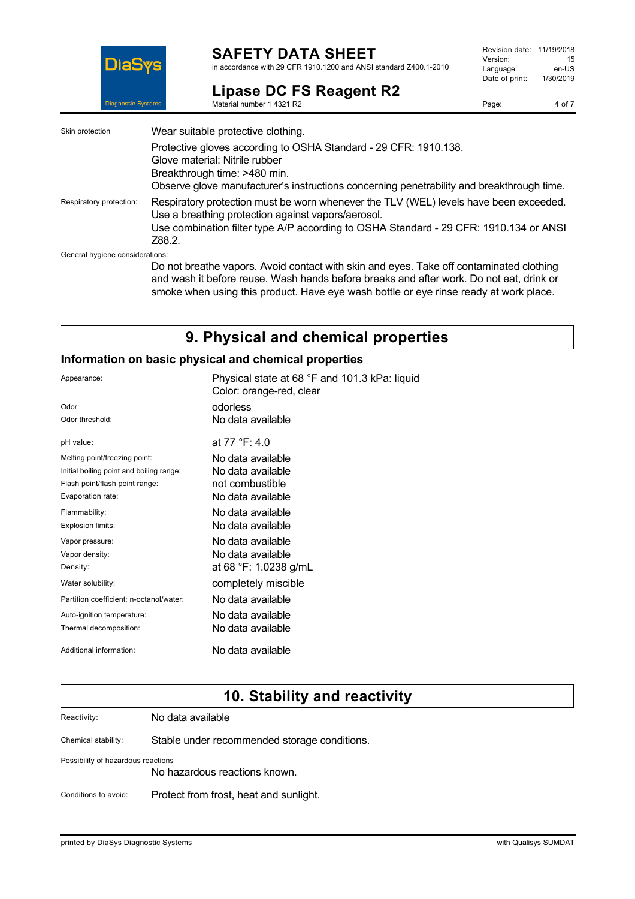| | |
|---|---|
| Skin protection | Wear suitable protective clothing.<br>Protective gloves according to OSHA Standard - 29 CFR: 1910.138.<br>Glove material: Nitrile rubber<br>Breakthrough time: >480 min.<br>Observe glove manufacturer's instructions concerning penetrability and breakthrough time. |
| Respiratory protection: | Respiratory protection must be worn whenever the TLV (WEL) levels have been exceeded. Use a breathing protection against vapors/aerosol.<br>Use combination filter type A/P according to OSHA Standard - 29 CFR: 1910.134 or ANSI Z88.2. |

General hygiene considerations:

Do not breathe vapors. Avoid contact with skin and eyes. Take off contaminated clothing and wash it before reuse. Wash hands before breaks and after work. Do not eat, drink or smoke when using this product. Have eye wash bottle or eye rinse ready at work place.

# 9. Physical and chemical properties

## Information on basic physical and chemical properties

| | |
|---|---|
| Appearance: | Physical state at 68 °F and 101.3 kPa: liquid<br>Color: orange-red, clear |
| Odor: | odorless |
| Odor threshold: | No data available |
| pH value: | at 77 °F: 4.0 |
| Melting point/freezing point: | No data available |
| Initial boiling point and boiling range: | No data available |
| Flash point/flash point range: | not combustible |
| Evaporation rate: | No data available |
| Flammability: | No data available |
| Explosion limits: | No data available |
| Vapor pressure: | No data available |
| Vapor density: | No data available |
| Density: | at 68 °F: 1.0238 g/mL |
| Water solubility: | completely miscible |
| Partition coefficient: n-octanol/water: | No data available |
| Auto-ignition temperature: | No data available |
| Thermal decomposition: | No data available |
| Additional information: | No data available |

# 10. Stability and reactivity

| | |
|---|---|
| Reactivity: | No data available |
| Chemical stability: | Stable under recommended storage conditions. |

Possibility of hazardous reactions

No hazardous reactions known.

| | |
|---|---|
| Conditions to avoid: | Protect from frost, heat and sunlight. |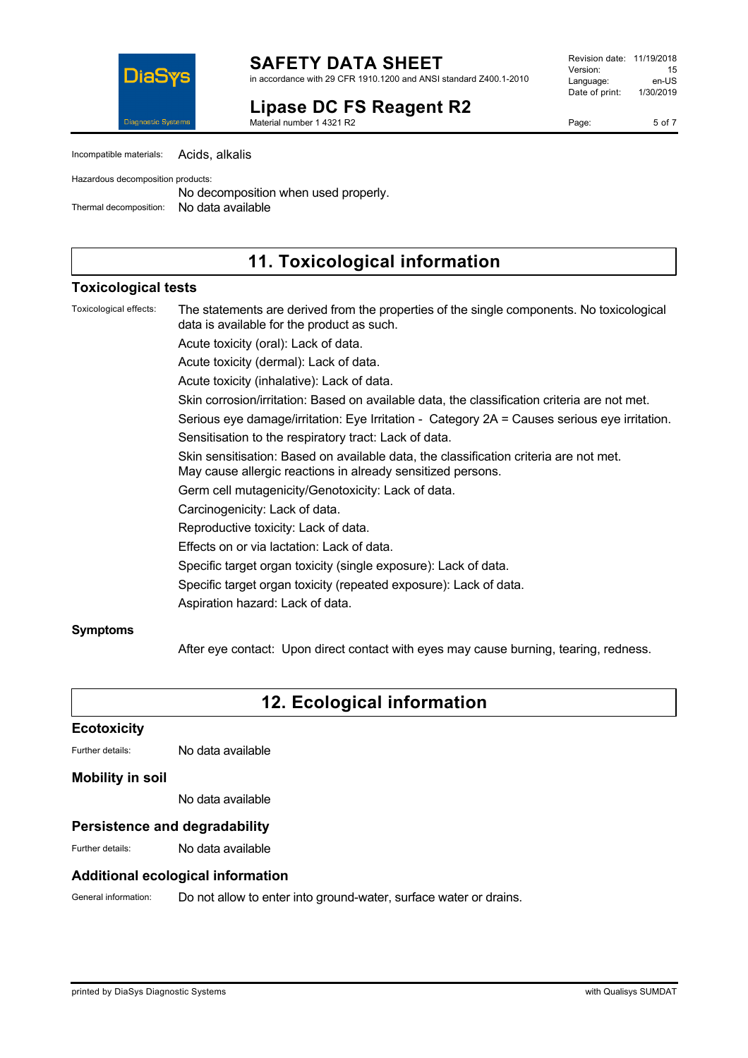Incompatible materials: Acids, alkalis

Hazardous decomposition products:
No decomposition when used properly.

Thermal decomposition: No data available

# 11. Toxicological information

## Toxicological tests

Toxicological effects: The statements are derived from the properties of the single components. No toxicological data is available for the product as such.

Acute toxicity (oral): Lack of data.

Acute toxicity (dermal): Lack of data.

Acute toxicity (inhalative): Lack of data.

Skin corrosion/irritation: Based on available data, the classification criteria are not met.

Serious eye damage/irritation: Eye Irritation - Category 2A = Causes serious eye irritation.

Sensitisation to the respiratory tract: Lack of data.

Skin sensitisation: Based on available data, the classification criteria are not met. May cause allergic reactions in already sensitized persons.

Germ cell mutagenicity/Genotoxicity: Lack of data.

Carcinogenicity: Lack of data.

Reproductive toxicity: Lack of data.

Effects on or via lactation: Lack of data.

Specific target organ toxicity (single exposure): Lack of data.

Specific target organ toxicity (repeated exposure): Lack of data.

Aspiration hazard: Lack of data.

## Symptoms

After eye contact: Upon direct contact with eyes may cause burning, tearing, redness.

# 12. Ecological information

## Ecotoxicity

Further details: No data available

## Mobility in soil

No data available

## Persistence and degradability

Further details: No data available

## Additional ecological information

General information: Do not allow to enter into ground-water, surface water or drains.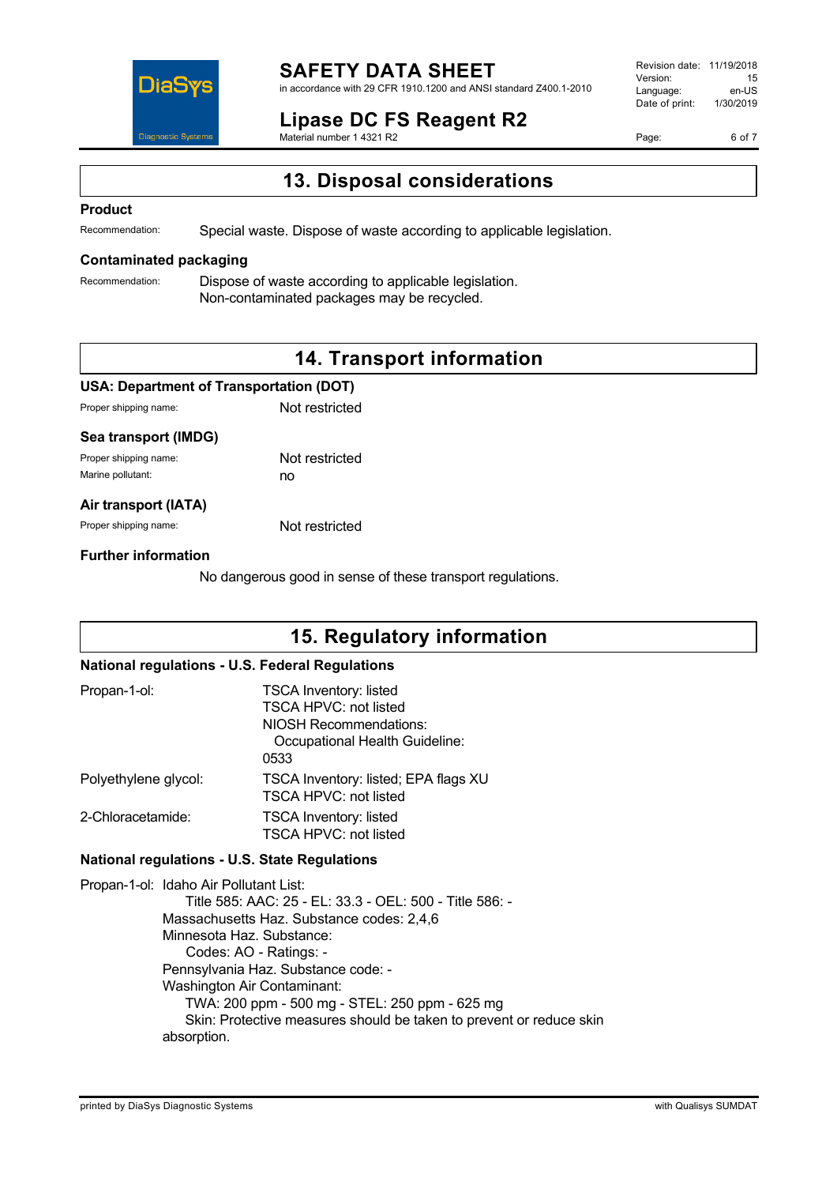## 13. Disposal considerations

### Product

Recommendation: Special waste. Dispose of waste according to applicable legislation.

### Contaminated packaging

Recommendation: Dispose of waste according to applicable legislation.
Non-contaminated packages may be recycled.

## 14. Transport information

### USA: Department of Transportation (DOT)

Proper shipping name: Not restricted

### Sea transport (IMDG)

Proper shipping name: Not restricted
Marine pollutant: no

### Air transport (IATA)

Proper shipping name: Not restricted

### Further information

No dangerous good in sense of these transport regulations.

## 15. Regulatory information

### National regulations - U.S. Federal Regulations

Propan-1-ol:
TSCA Inventory: listed
TSCA HPVC: not listed
NIOSH Recommendations:
Occupational Health Guideline: 0533

Polyethylene glycol:
TSCA Inventory: listed; EPA flags XU
TSCA HPVC: not listed

2-Chloracetamide:
TSCA Inventory: listed
TSCA HPVC: not listed

### National regulations - U.S. State Regulations

Propan-1-ol: Idaho Air Pollutant List:
Title 585: AAC: 25 - EL: 33.3 - OEL: 500 - Title 586: -
Massachusetts Haz. Substance codes: 2,4,6
Minnesota Haz. Substance:
Codes: AO - Ratings: -
Pennsylvania Haz. Substance code: -
Washington Air Contaminant:
TWA: 200 ppm - 500 mg - STEL: 250 ppm - 625 mg
Skin: Protective measures should be taken to prevent or reduce skin absorption.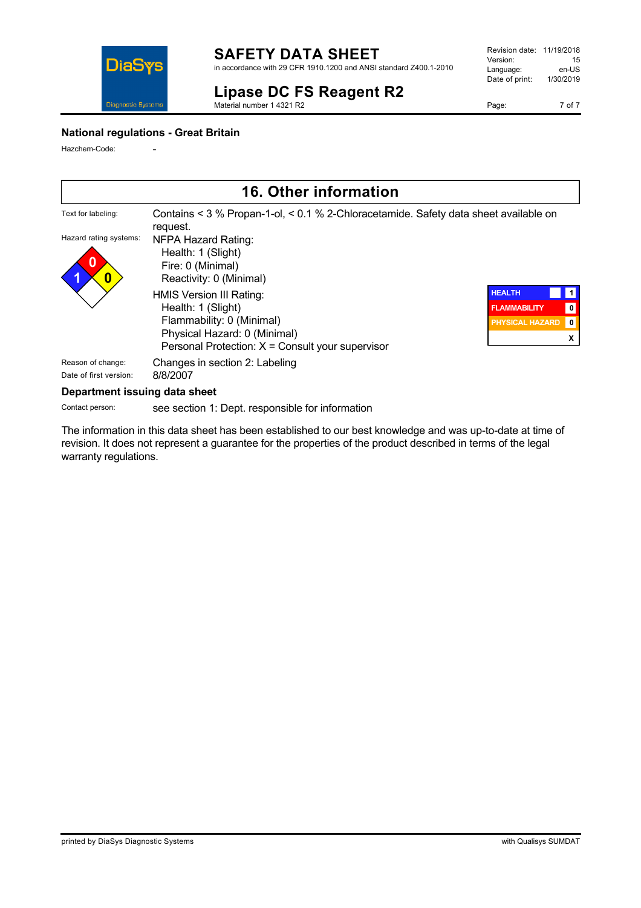## National regulations - Great Britain

Hazchem-Code: -

# 16. Other information

Text for labeling: Contains < 3 % Propan-1-ol, < 0.1 % 2-Chloracetamide. Safety data sheet available on request.

Hazard rating systems:

NFPA Hazard Rating:
- Health: 1 (Slight)
- Fire: 0 (Minimal)
- Reactivity: 0 (Minimal)

HMIS Version III Rating:
- Health: 1 (Slight)
- Flammability: 0 (Minimal)
- Physical Hazard: 0 (Minimal)
- Personal Protection: X = Consult your supervisor

| | |
|---|---|
| HEALTH | 1 |
| FLAMMABILITY | 0 |
| PHYSICAL HAZARD | 0 |
| | X |

Reason of change: Changes in section 2: Labeling

Date of first version: 8/8/2007

### Department issuing data sheet

Contact person: see section 1: Dept. responsible for information

The information in this data sheet has been established to our best knowledge and was up-to-date at time of revision. It does not represent a guarantee for the properties of the product described in terms of the legal warranty regulations.